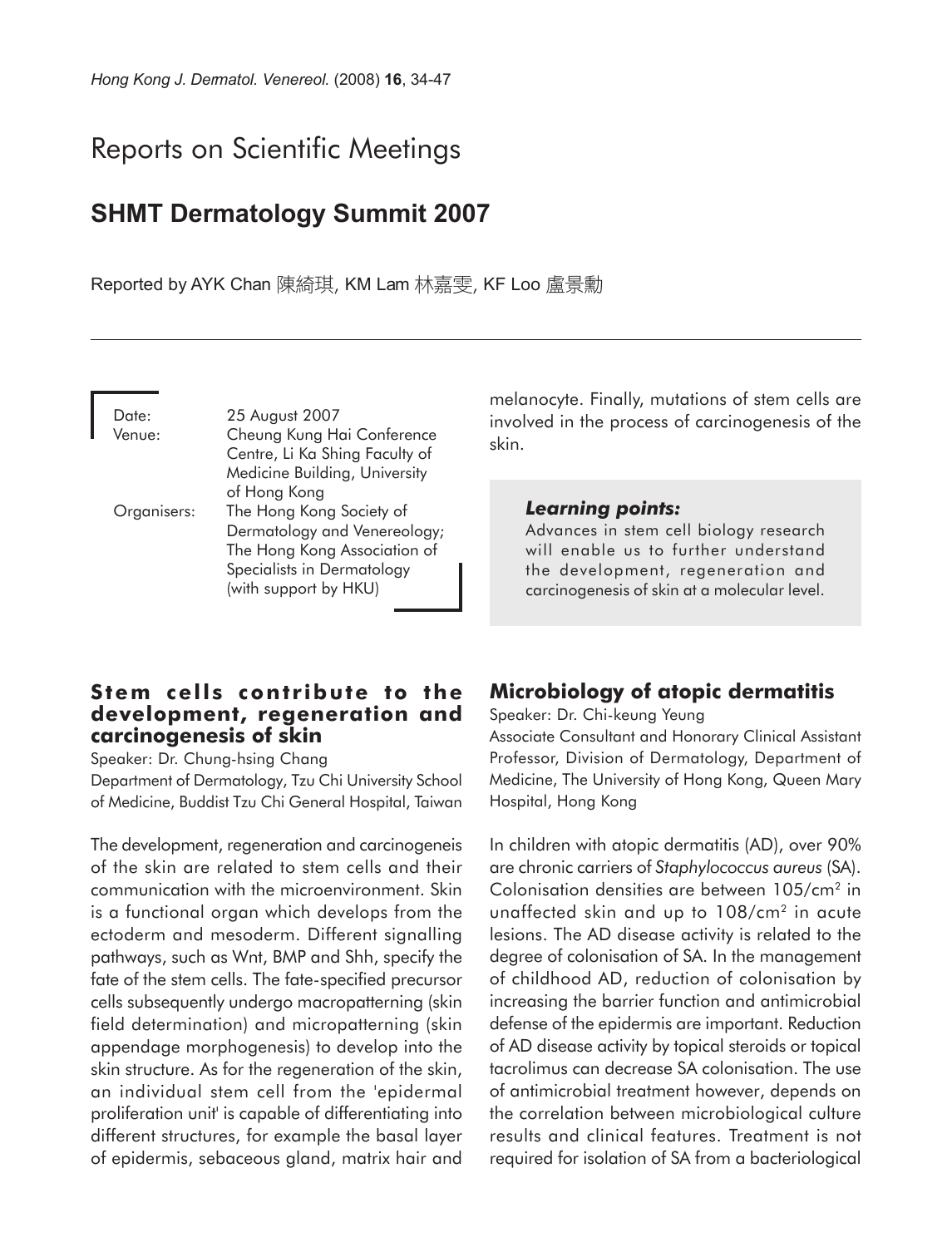// Reports on Scientific Meetings

## SHMT Dermatology Summit 2007

Reported by AYK Chan 陳綺琪, KM Lam 林嘉雯, KF Loo 盧景勳

| | |
|---|---|
| Date: | 25 August 2007 |
| Venue: | Cheung Kung Hai Conference Centre, Li Ka Shing Faculty of Medicine Building, University of Hong Kong |
| Organisers: | The Hong Kong Society of Dermatology and Venereology; The Hong Kong Association of Specialists in Dermatology (with support by HKU) |

### Stem cells contribute to the development, regeneration and carcinogenesis of skin

Speaker: Dr. Chung-hsing Chang

Department of Dermatology, Tzu Chi University School of Medicine, Buddist Tzu Chi General Hospital, Taiwan

The development, regeneration and carcinogeneis of the skin are related to stem cells and their communication with the microenvironment. Skin is a functional organ which develops from the ectoderm and mesoderm. Different signalling pathways, such as Wnt, BMP and Shh, specify the fate of the stem cells. The fate-specified precursor cells subsequently undergo macropatterning (skin field determination) and micropatterning (skin appendage morphogenesis) to develop into the skin structure. As for the regeneration of the skin, an individual stem cell from the 'epidermal proliferation unit' is capable of differentiating into different structures, for example the basal layer of epidermis, sebaceous gland, matrix hair and melanocyte. Finally, mutations of stem cells are involved in the process of carcinogenesis of the skin.

> ***Learning points:***
> Advances in stem cell biology research will enable us to further understand the development, regeneration and carcinogenesis of skin at a molecular level.

### Microbiology of atopic dermatitis

Speaker: Dr. Chi-keung Yeung

Associate Consultant and Honorary Clinical Assistant Professor, Division of Dermatology, Department of Medicine, The University of Hong Kong, Queen Mary Hospital, Hong Kong

In children with atopic dermatitis (AD), over 90% are chronic carriers of *Staphylococcus aureus* (SA). Colonisation densities are between 105/cm$^2$ in unaffected skin and up to 108/cm$^2$ in acute lesions. The AD disease activity is related to the degree of colonisation of SA. In the management of childhood AD, reduction of colonisation by increasing the barrier function and antimicrobial defense of the epidermis are important. Reduction of AD disease activity by topical steroids or topical tacrolimus can decrease SA colonisation. The use of antimicrobial treatment however, depends on the correlation between microbiological culture results and clinical features. Treatment is not required for isolation of SA from a bacteriological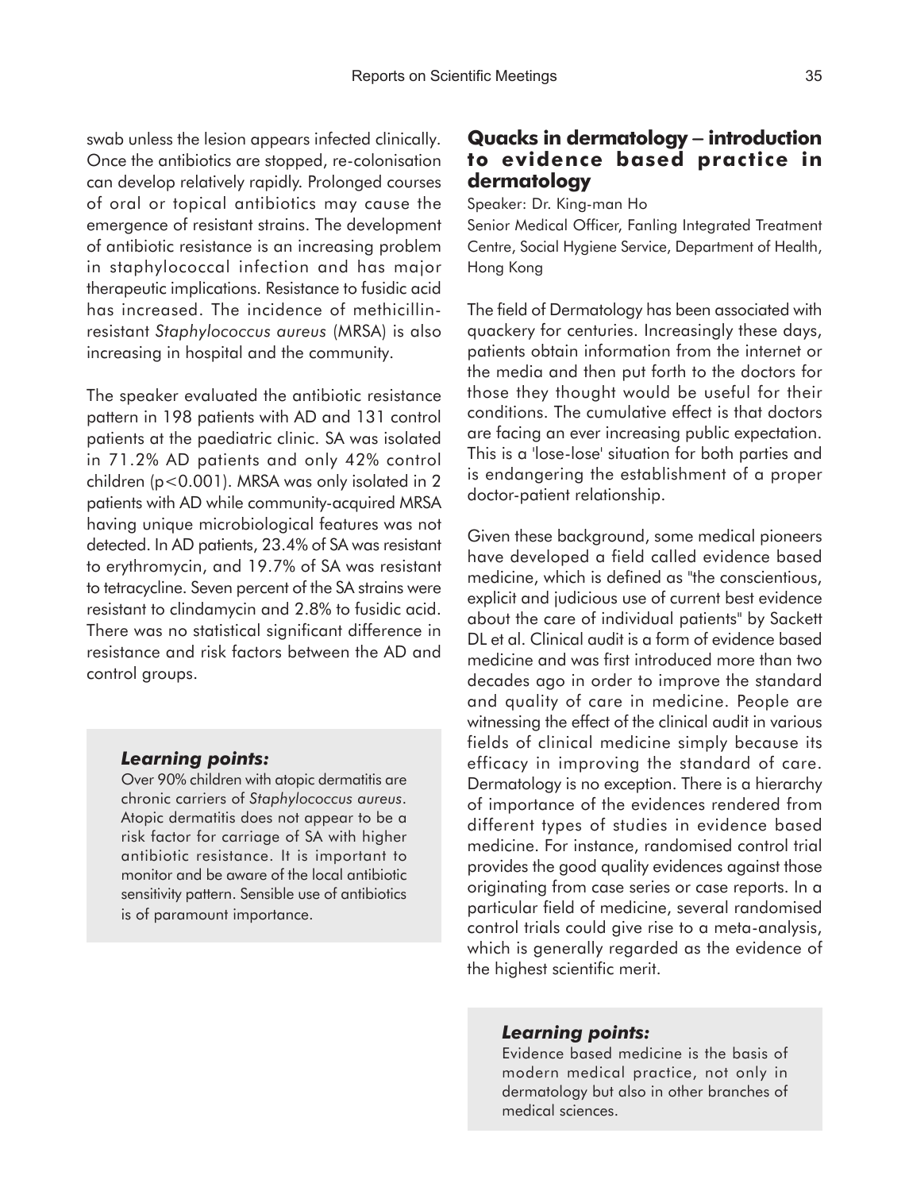swab unless the lesion appears infected clinically. Once the antibiotics are stopped, re-colonisation can develop relatively rapidly. Prolonged courses of oral or topical antibiotics may cause the emergence of resistant strains. The development of antibiotic resistance is an increasing problem in staphylococcal infection and has major therapeutic implications. Resistance to fusidic acid has increased. The incidence of methicillin-resistant *Staphylococcus aureus* (MRSA) is also increasing in hospital and the community.

The speaker evaluated the antibiotic resistance pattern in 198 patients with AD and 131 control patients at the paediatric clinic. SA was isolated in 71.2% AD patients and only 42% control children ($p<0.001$). MRSA was only isolated in 2 patients with AD while community-acquired MRSA having unique microbiological features was not detected. In AD patients, 23.4% of SA was resistant to erythromycin, and 19.7% of SA was resistant to tetracycline. Seven percent of the SA strains were resistant to clindamycin and 2.8% to fusidic acid. There was no statistical significant difference in resistance and risk factors between the AD and control groups.

> ***Learning points:***
>
> Over 90% children with atopic dermatitis are chronic carriers of *Staphylococcus aureus*. Atopic dermatitis does not appear to be a risk factor for carriage of SA with higher antibiotic resistance. It is important to monitor and be aware of the local antibiotic sensitivity pattern. Sensible use of antibiotics is of paramount importance.

## Quacks in dermatology – introduction to evidence based practice in dermatology

Speaker: Dr. King-man Ho

Senior Medical Officer, Fanling Integrated Treatment Centre, Social Hygiene Service, Department of Health, Hong Kong

The field of Dermatology has been associated with quackery for centuries. Increasingly these days, patients obtain information from the internet or the media and then put forth to the doctors for those they thought would be useful for their conditions. The cumulative effect is that doctors are facing an ever increasing public expectation. This is a 'lose-lose' situation for both parties and is endangering the establishment of a proper doctor-patient relationship.

Given these background, some medical pioneers have developed a field called evidence based medicine, which is defined as "the conscientious, explicit and judicious use of current best evidence about the care of individual patients" by Sackett DL et al. Clinical audit is a form of evidence based medicine and was first introduced more than two decades ago in order to improve the standard and quality of care in medicine. People are witnessing the effect of the clinical audit in various fields of clinical medicine simply because its efficacy in improving the standard of care. Dermatology is no exception. There is a hierarchy of importance of the evidences rendered from different types of studies in evidence based medicine. For instance, randomised control trial provides the good quality evidences against those originating from case series or case reports. In a particular field of medicine, several randomised control trials could give rise to a meta-analysis, which is generally regarded as the evidence of the highest scientific merit.

> ***Learning points:***
>
> Evidence based medicine is the basis of modern medical practice, not only in dermatology but also in other branches of medical sciences.